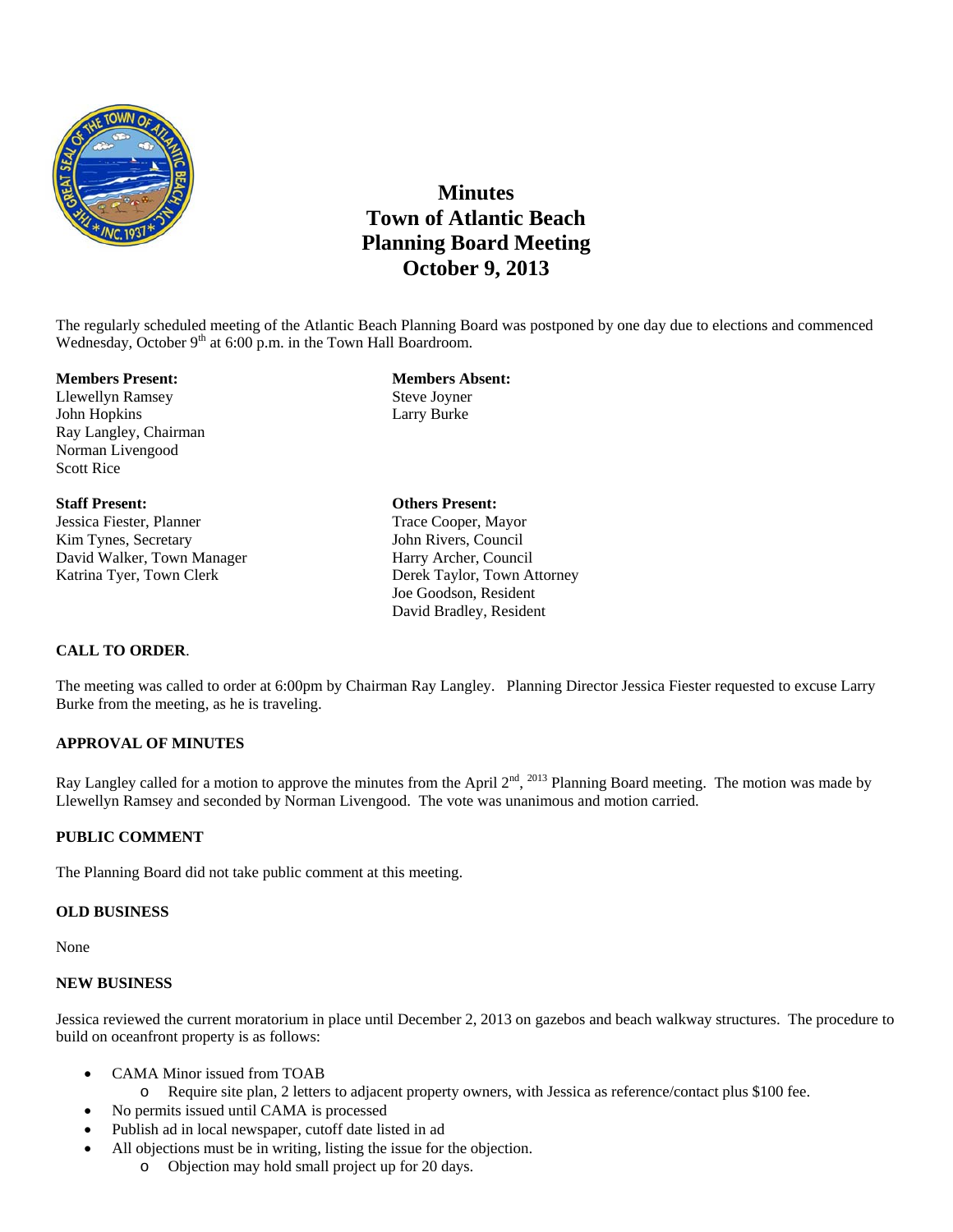# Minutes
# Town of Atlantic Beach
# Planning Board Meeting
# October 9, 2013

The regularly scheduled meeting of the Atlantic Beach Planning Board was postponed by one day due to elections and commenced Wednesday, October 9th at 6:00 p.m. in the Town Hall Boardroom.

**Members Present:**
Llewellyn Ramsey
John Hopkins
Ray Langley, Chairman
Norman Livengood
Scott Rice

**Members Absent:**
Steve Joyner
Larry Burke

**Staff Present:**
Jessica Fiester, Planner
Kim Tynes, Secretary
David Walker, Town Manager
Katrina Tyer, Town Clerk

**Others Present:**
Trace Cooper, Mayor
John Rivers, Council
Harry Archer, Council
Derek Taylor, Town Attorney
Joe Goodson, Resident
David Bradley, Resident

**CALL TO ORDER**.

The meeting was called to order at 6:00pm by Chairman Ray Langley. Planning Director Jessica Fiester requested to excuse Larry Burke from the meeting, as he is traveling.

**APPROVAL OF MINUTES**

Ray Langley called for a motion to approve the minutes from the April 2nd, 2013 Planning Board meeting. The motion was made by Llewellyn Ramsey and seconded by Norman Livengood. The vote was unanimous and motion carried.

**PUBLIC COMMENT**

The Planning Board did not take public comment at this meeting.

**OLD BUSINESS**

None

**NEW BUSINESS**

Jessica reviewed the current moratorium in place until December 2, 2013 on gazebos and beach walkway structures. The procedure to build on oceanfront property is as follows:

- CAMA Minor issued from TOAB
  - Require site plan, 2 letters to adjacent property owners, with Jessica as reference/contact plus $100 fee.
- No permits issued until CAMA is processed
- Publish ad in local newspaper, cutoff date listed in ad
- All objections must be in writing, listing the issue for the objection.
  - Objection may hold small project up for 20 days.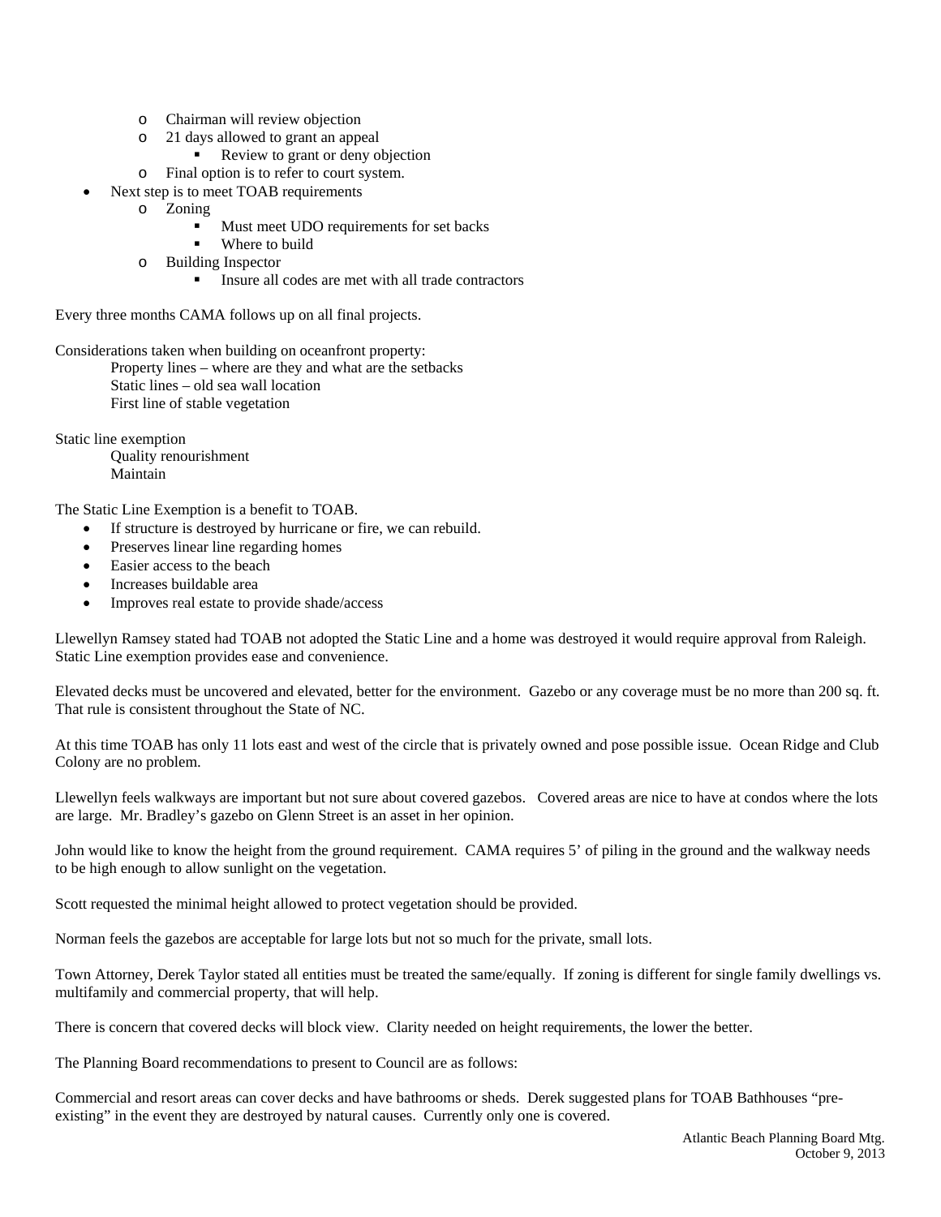- Chairman will review objection
  - 21 days allowed to grant an appeal
    - Review to grant or deny objection
  - Final option is to refer to court system.
- Next step is to meet TOAB requirements
  - Zoning
    - Must meet UDO requirements for set backs
    - Where to build
  - Building Inspector
    - Insure all codes are met with all trade contractors

Every three months CAMA follows up on all final projects.

Considerations taken when building on oceanfront property:
Property lines – where are they and what are the setbacks
Static lines – old sea wall location
First line of stable vegetation

Static line exemption
Quality renourishment
Maintain

The Static Line Exemption is a benefit to TOAB.

- If structure is destroyed by hurricane or fire, we can rebuild.
- Preserves linear line regarding homes
- Easier access to the beach
- Increases buildable area
- Improves real estate to provide shade/access

Llewellyn Ramsey stated had TOAB not adopted the Static Line and a home was destroyed it would require approval from Raleigh. Static Line exemption provides ease and convenience.

Elevated decks must be uncovered and elevated, better for the environment. Gazebo or any coverage must be no more than 200 sq. ft. That rule is consistent throughout the State of NC.

At this time TOAB has only 11 lots east and west of the circle that is privately owned and pose possible issue. Ocean Ridge and Club Colony are no problem.

Llewellyn feels walkways are important but not sure about covered gazebos. Covered areas are nice to have at condos where the lots are large. Mr. Bradley's gazebo on Glenn Street is an asset in her opinion.

John would like to know the height from the ground requirement. CAMA requires 5' of piling in the ground and the walkway needs to be high enough to allow sunlight on the vegetation.

Scott requested the minimal height allowed to protect vegetation should be provided.

Norman feels the gazebos are acceptable for large lots but not so much for the private, small lots.

Town Attorney, Derek Taylor stated all entities must be treated the same/equally. If zoning is different for single family dwellings vs. multifamily and commercial property, that will help.

There is concern that covered decks will block view. Clarity needed on height requirements, the lower the better.

The Planning Board recommendations to present to Council are as follows:

Commercial and resort areas can cover decks and have bathrooms or sheds. Derek suggested plans for TOAB Bathhouses "pre-existing" in the event they are destroyed by natural causes. Currently only one is covered.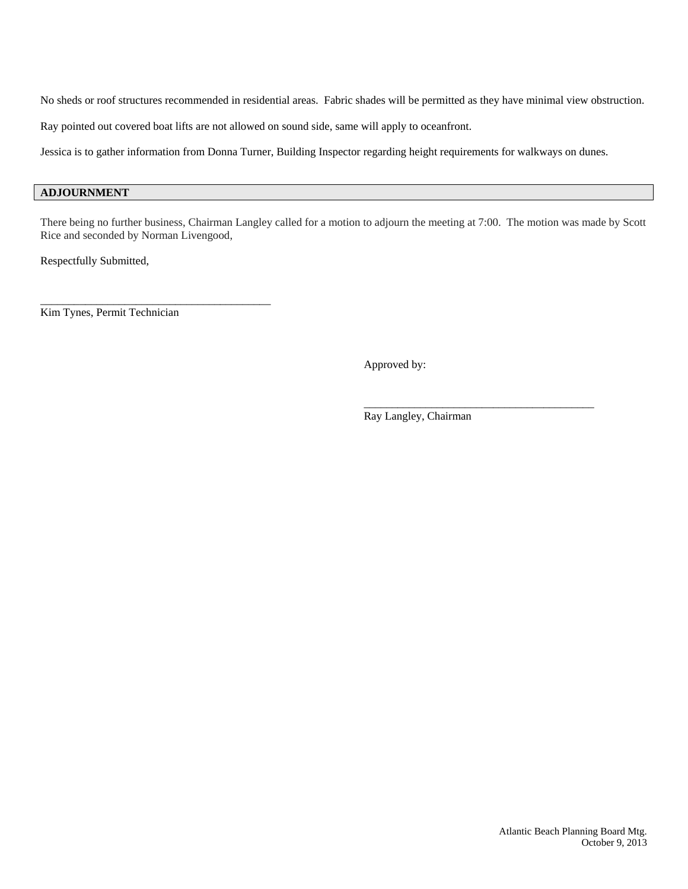No sheds or roof structures recommended in residential areas.  Fabric shades will be permitted as they have minimal view obstruction.

Ray pointed out covered boat lifts are not allowed on sound side, same will apply to oceanfront.

Jessica is to gather information from Donna Turner, Building Inspector regarding height requirements for walkways on dunes.

## ADJOURNMENT

There being no further business, Chairman Langley called for a motion to adjourn the meeting at 7:00.  The motion was made by Scott Rice and seconded by Norman Livengood,

Respectfully Submitted,

___________________________________________
Kim Tynes, Permit Technician

Approved by:

___________________________________________
Ray Langley, Chairman